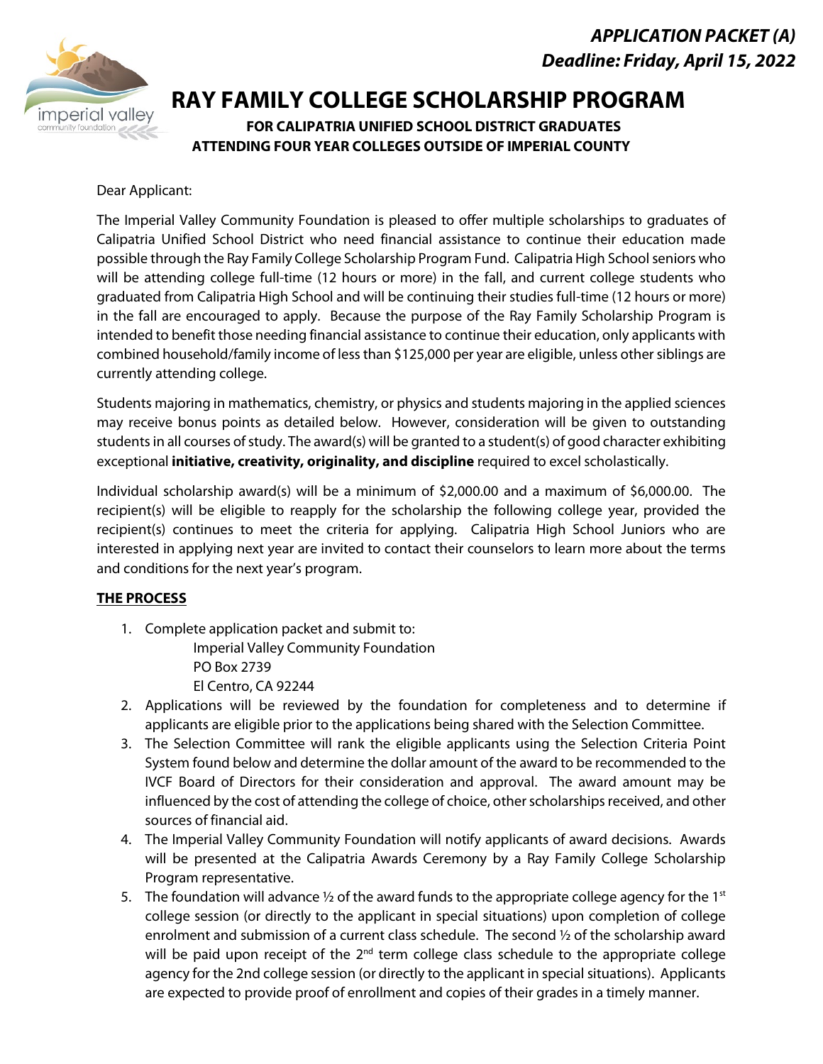***APPLICATION PACKET (A)***
***Deadline: Friday, April 15, 2022***

# RAY FAMILY COLLEGE SCHOLARSHIP PROGRAM

**FOR CALIPATRIA UNIFIED SCHOOL DISTRICT GRADUATES**
**ATTENDING FOUR YEAR COLLEGES OUTSIDE OF IMPERIAL COUNTY**

Dear Applicant:

The Imperial Valley Community Foundation is pleased to offer multiple scholarships to graduates of Calipatria Unified School District who need financial assistance to continue their education made possible through the Ray Family College Scholarship Program Fund. Calipatria High School seniors who will be attending college full-time (12 hours or more) in the fall, and current college students who graduated from Calipatria High School and will be continuing their studies full-time (12 hours or more) in the fall are encouraged to apply. Because the purpose of the Ray Family Scholarship Program is intended to benefit those needing financial assistance to continue their education, only applicants with combined household/family income of less than $125,000 per year are eligible, unless other siblings are currently attending college.

Students majoring in mathematics, chemistry, or physics and students majoring in the applied sciences may receive bonus points as detailed below. However, consideration will be given to outstanding students in all courses of study. The award(s) will be granted to a student(s) of good character exhibiting exceptional **initiative, creativity, originality, and discipline** required to excel scholastically.

Individual scholarship award(s) will be a minimum of $2,000.00 and a maximum of $6,000.00. The recipient(s) will be eligible to reapply for the scholarship the following college year, provided the recipient(s) continues to meet the criteria for applying. Calipatria High School Juniors who are interested in applying next year are invited to contact their counselors to learn more about the terms and conditions for the next year's program.

## THE PROCESS

1. Complete application packet and submit to:
   Imperial Valley Community Foundation
   PO Box 2739
   El Centro, CA 92244
2. Applications will be reviewed by the foundation for completeness and to determine if applicants are eligible prior to the applications being shared with the Selection Committee.
3. The Selection Committee will rank the eligible applicants using the Selection Criteria Point System found below and determine the dollar amount of the award to be recommended to the IVCF Board of Directors for their consideration and approval. The award amount may be influenced by the cost of attending the college of choice, other scholarships received, and other sources of financial aid.
4. The Imperial Valley Community Foundation will notify applicants of award decisions. Awards will be presented at the Calipatria Awards Ceremony by a Ray Family College Scholarship Program representative.
5. The foundation will advance ½ of the award funds to the appropriate college agency for the 1st college session (or directly to the applicant in special situations) upon completion of college enrolment and submission of a current class schedule. The second ½ of the scholarship award will be paid upon receipt of the 2nd term college class schedule to the appropriate college agency for the 2nd college session (or directly to the applicant in special situations). Applicants are expected to provide proof of enrollment and copies of their grades in a timely manner.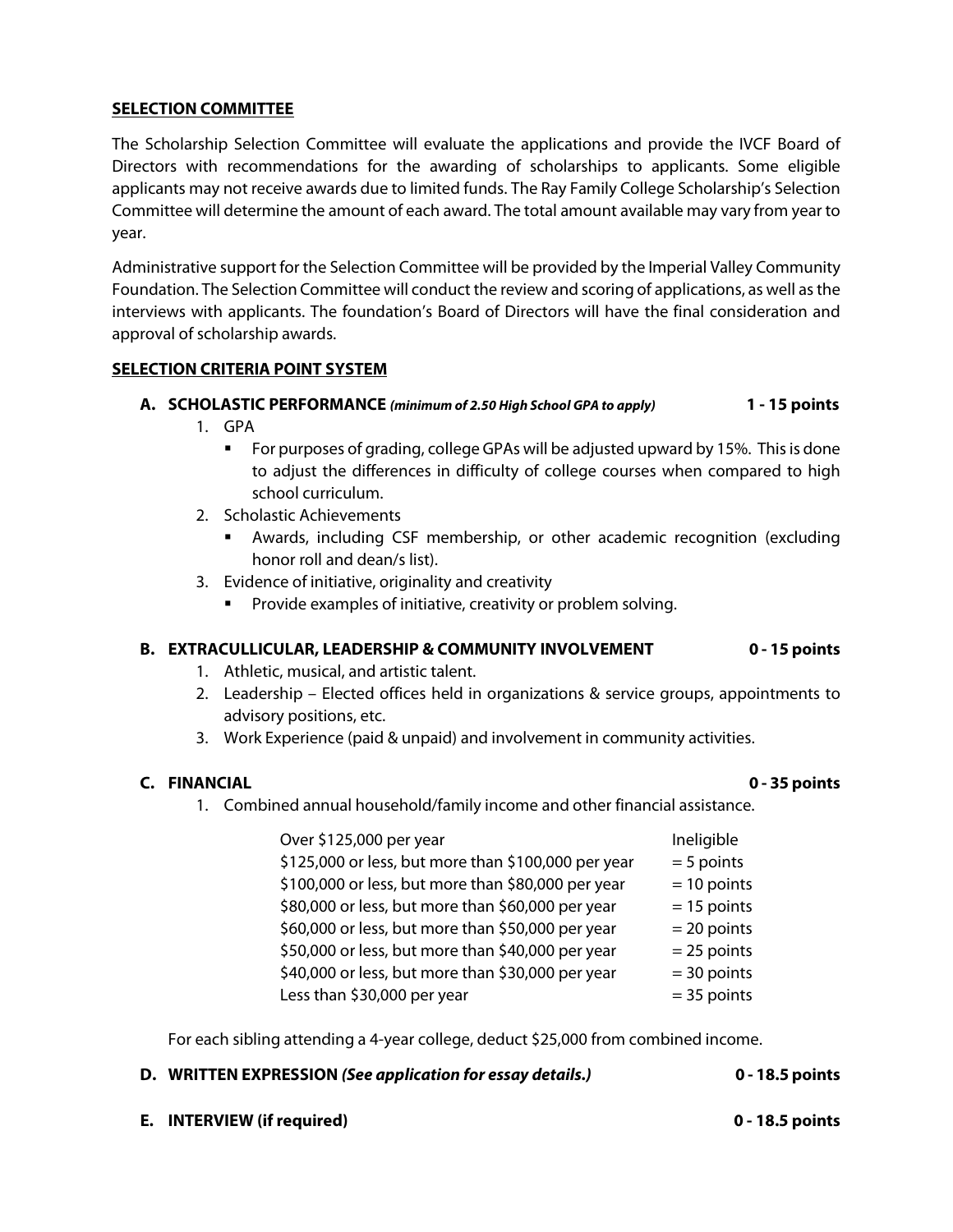**SELECTION COMMITTEE**

The Scholarship Selection Committee will evaluate the applications and provide the IVCF Board of Directors with recommendations for the awarding of scholarships to applicants. Some eligible applicants may not receive awards due to limited funds. The Ray Family College Scholarship's Selection Committee will determine the amount of each award. The total amount available may vary from year to year.

Administrative support for the Selection Committee will be provided by the Imperial Valley Community Foundation. The Selection Committee will conduct the review and scoring of applications, as well as the interviews with applicants. The foundation's Board of Directors will have the final consideration and approval of scholarship awards.

**SELECTION CRITERIA POINT SYSTEM**

**A. SCHOLASTIC PERFORMANCE** ***(minimum of 2.50 High School GPA to apply)*** **1 - 15 points**

1. GPA
   - For purposes of grading, college GPAs will be adjusted upward by 15%. This is done to adjust the differences in difficulty of college courses when compared to high school curriculum.
2. Scholastic Achievements
   - Awards, including CSF membership, or other academic recognition (excluding honor roll and dean/s list).
3. Evidence of initiative, originality and creativity
   - Provide examples of initiative, creativity or problem solving.

**B. EXTRACULLICULAR, LEADERSHIP & COMMUNITY INVOLVEMENT** **0 - 15 points**

1. Athletic, musical, and artistic talent.
2. Leadership – Elected offices held in organizations & service groups, appointments to advisory positions, etc.
3. Work Experience (paid & unpaid) and involvement in community activities.

**C. FINANCIAL** **0 - 35 points**

1. Combined annual household/family income and other financial assistance.

| | |
|---|---|
| Over $125,000 per year | Ineligible |
| $125,000 or less, but more than $100,000 per year | = 5 points |
| $100,000 or less, but more than $80,000 per year | = 10 points |
| $80,000 or less, but more than $60,000 per year | = 15 points |
| $60,000 or less, but more than $50,000 per year | = 20 points |
| $50,000 or less, but more than $40,000 per year | = 25 points |
| $40,000 or less, but more than $30,000 per year | = 30 points |
| Less than $30,000 per year | = 35 points |

For each sibling attending a 4-year college, deduct $25,000 from combined income.

**D. WRITTEN EXPRESSION** ***(See application for essay details.)*** **0 - 18.5 points**

**E. INTERVIEW (if required)** **0 - 18.5 points**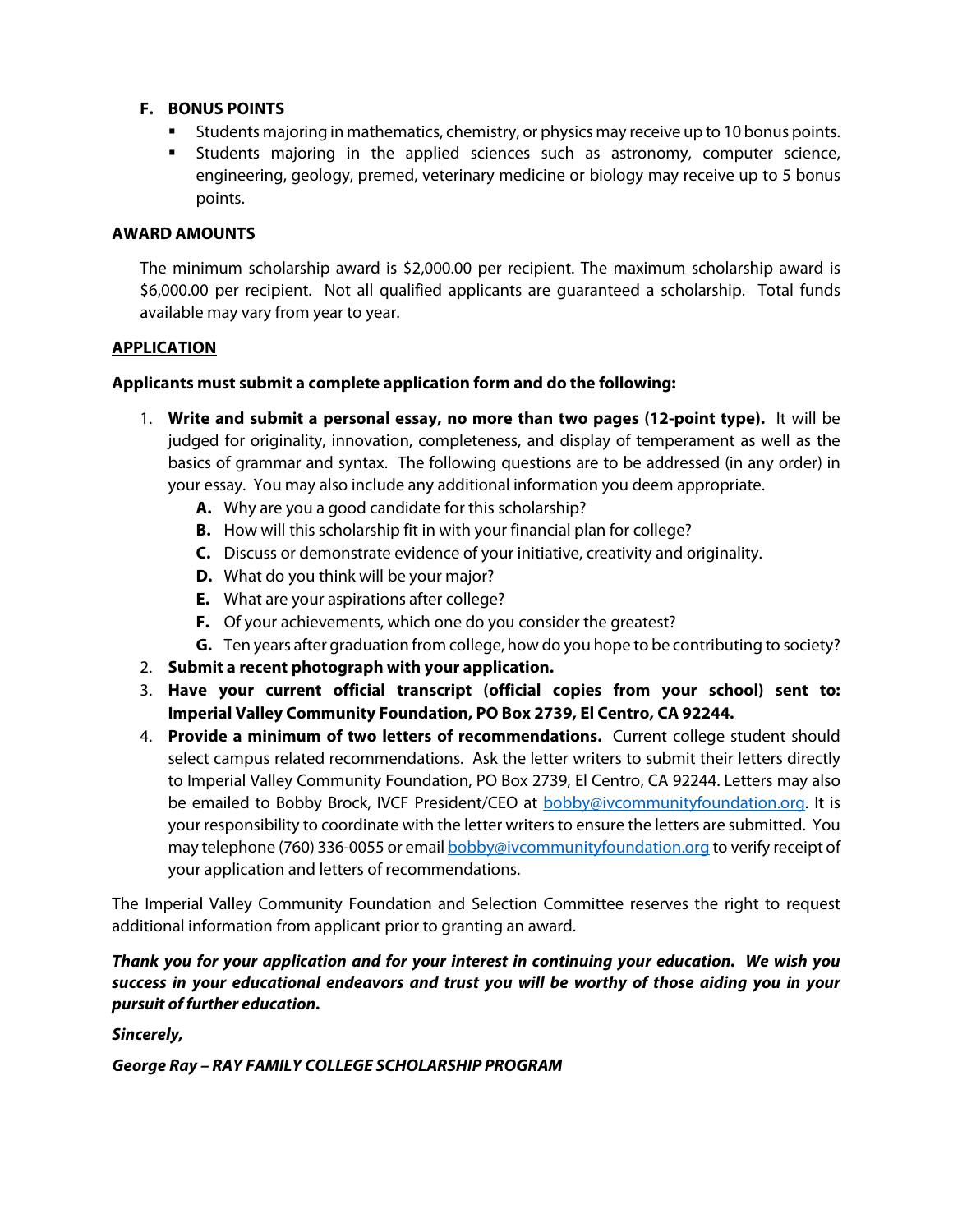### F. BONUS POINTS

- Students majoring in mathematics, chemistry, or physics may receive up to 10 bonus points.
- Students majoring in the applied sciences such as astronomy, computer science, engineering, geology, premed, veterinary medicine or biology may receive up to 5 bonus points.

## AWARD AMOUNTS

The minimum scholarship award is $2,000.00 per recipient. The maximum scholarship award is $6,000.00 per recipient. Not all qualified applicants are guaranteed a scholarship. Total funds available may vary from year to year.

## APPLICATION

**Applicants must submit a complete application form and do the following:**

1. **Write and submit a personal essay, no more than two pages (12-point type).** It will be judged for originality, innovation, completeness, and display of temperament as well as the basics of grammar and syntax. The following questions are to be addressed (in any order) in your essay. You may also include any additional information you deem appropriate.
   - **A.** Why are you a good candidate for this scholarship?
   - **B.** How will this scholarship fit in with your financial plan for college?
   - **C.** Discuss or demonstrate evidence of your initiative, creativity and originality.
   - **D.** What do you think will be your major?
   - **E.** What are your aspirations after college?
   - **F.** Of your achievements, which one do you consider the greatest?
   - **G.** Ten years after graduation from college, how do you hope to be contributing to society?
2. **Submit a recent photograph with your application.**
3. **Have your current official transcript (official copies from your school) sent to: Imperial Valley Community Foundation, PO Box 2739, El Centro, CA 92244.**
4. **Provide a minimum of two letters of recommendations.** Current college student should select campus related recommendations. Ask the letter writers to submit their letters directly to Imperial Valley Community Foundation, PO Box 2739, El Centro, CA 92244. Letters may also be emailed to Bobby Brock, IVCF President/CEO at bobby@ivcommunityfoundation.org. It is your responsibility to coordinate with the letter writers to ensure the letters are submitted. You may telephone (760) 336-0055 or email bobby@ivcommunityfoundation.org to verify receipt of your application and letters of recommendations.

The Imperial Valley Community Foundation and Selection Committee reserves the right to request additional information from applicant prior to granting an award.

***Thank you for your application and for your interest in continuing your education. We wish you success in your educational endeavors and trust you will be worthy of those aiding you in your pursuit of further education.***

***Sincerely,***

***George Ray – RAY FAMILY COLLEGE SCHOLARSHIP PROGRAM***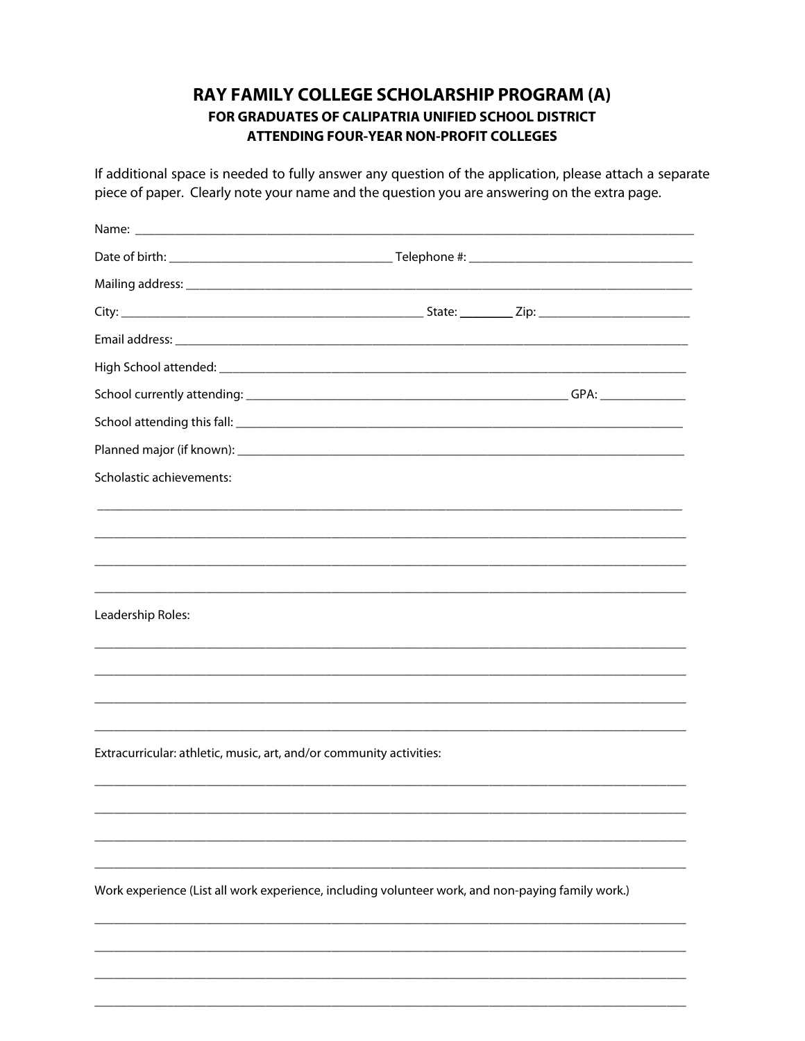# RAY FAMILY COLLEGE SCHOLARSHIP PROGRAM (A)

## FOR GRADUATES OF CALIPATRIA UNIFIED SCHOOL DISTRICT ATTENDING FOUR-YEAR NON-PROFIT COLLEGES

If additional space is needed to fully answer any question of the application, please attach a separate piece of paper. Clearly note your name and the question you are answering on the extra page.

Name: ____________________________________________________________________________

Date of birth: ______________________________ Telephone #: ______________________________

Mailing address: ______________________________________________________________________

City: __________________________________________ State: ________ Zip: _____________________

Email address: ________________________________________________________________________

High School attended: __________________________________________________________________

School currently attending: ____________________________________________ GPA: ____________

School attending this fall: _______________________________________________________________

Planned major (if known): _______________________________________________________________

Scholastic achievements:

________________________________________________________________________________

________________________________________________________________________________

________________________________________________________________________________

________________________________________________________________________________

Leadership Roles:

________________________________________________________________________________

________________________________________________________________________________

________________________________________________________________________________

________________________________________________________________________________

Extracurricular: athletic, music, art, and/or community activities:

________________________________________________________________________________

________________________________________________________________________________

________________________________________________________________________________

________________________________________________________________________________

Work experience (List all work experience, including volunteer work, and non-paying family work.)

________________________________________________________________________________

________________________________________________________________________________

________________________________________________________________________________

________________________________________________________________________________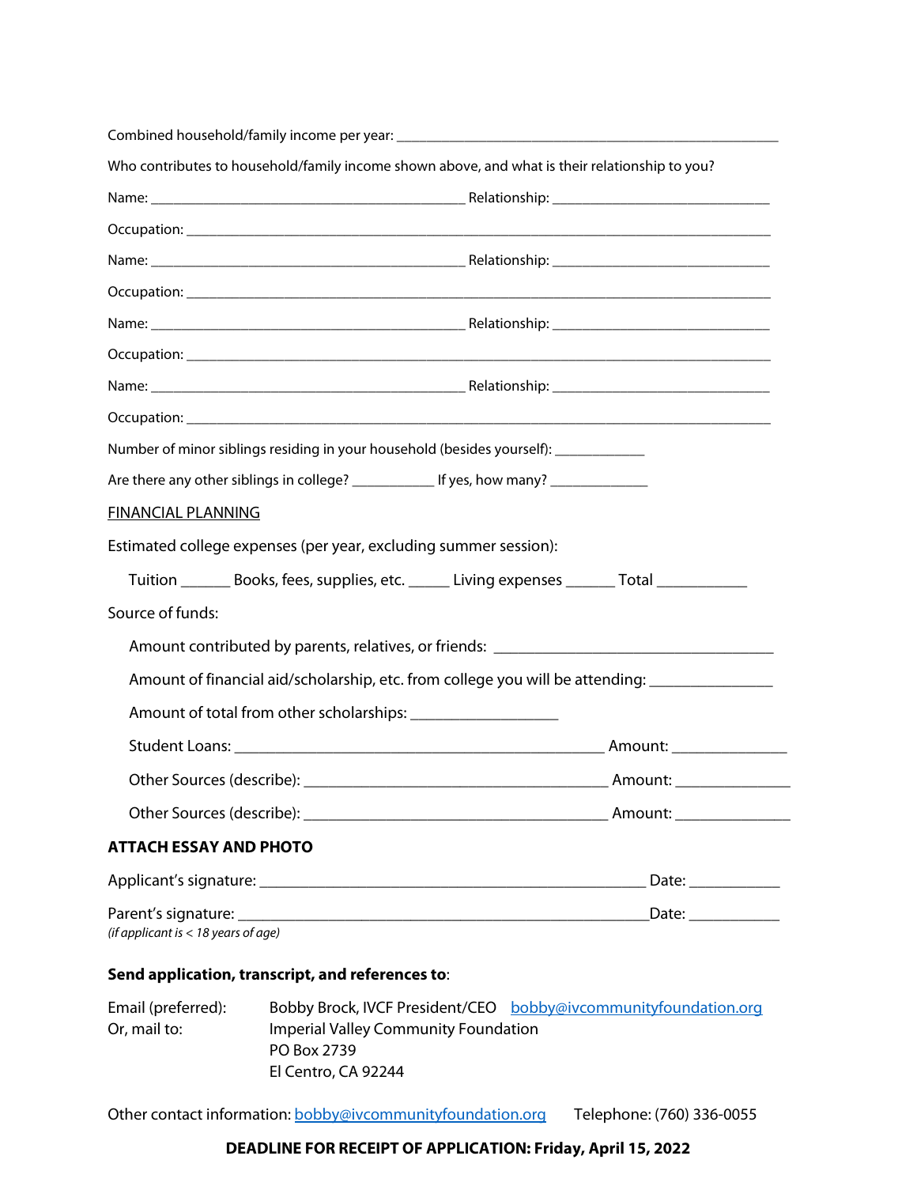Combined household/family income per year: ____________________________________________

Who contributes to household/family income shown above, and what is their relationship to you?

Name: ______________________________________ Relationship: __________________________

Occupation: __________________________________________________________________

Name: ______________________________________ Relationship: __________________________

Occupation: __________________________________________________________________

Name: ______________________________________ Relationship: __________________________

Occupation: __________________________________________________________________

Name: ______________________________________ Relationship: __________________________

Occupation: __________________________________________________________________

Number of minor siblings residing in your household (besides yourself): ___________

Are there any other siblings in college? __________ If yes, how many? ____________

<u>FINANCIAL PLANNING</u>

Estimated college expenses (per year, excluding summer session):

Tuition ______ Books, fees, supplies, etc. _____ Living expenses ______ Total ___________

Source of funds:

Amount contributed by parents, relatives, or friends: ________________________________

Amount of financial aid/scholarship, etc. from college you will be attending: _______________

Amount of total from other scholarships: __________________

Student Loans: ____________________________________________ Amount: ______________

Other Sources (describe): ____________________________________ Amount: ______________

Other Sources (describe): ____________________________________ Amount: ______________

**ATTACH ESSAY AND PHOTO**

Applicant's signature: ______________________________________________ Date: ___________

Parent's signature: _________________________________________________ Date: ___________
*(if applicant is < 18 years of age)*

**Send application, transcript, and references to**:

Email (preferred): Bobby Brock, IVCF President/CEO bobby@ivcommunityfoundation.org
Or, mail to: Imperial Valley Community Foundation
PO Box 2739
El Centro, CA 92244

Other contact information: bobby@ivcommunityfoundation.org Telephone: (760) 336-0055

**DEADLINE FOR RECEIPT OF APPLICATION: Friday, April 15, 2022**